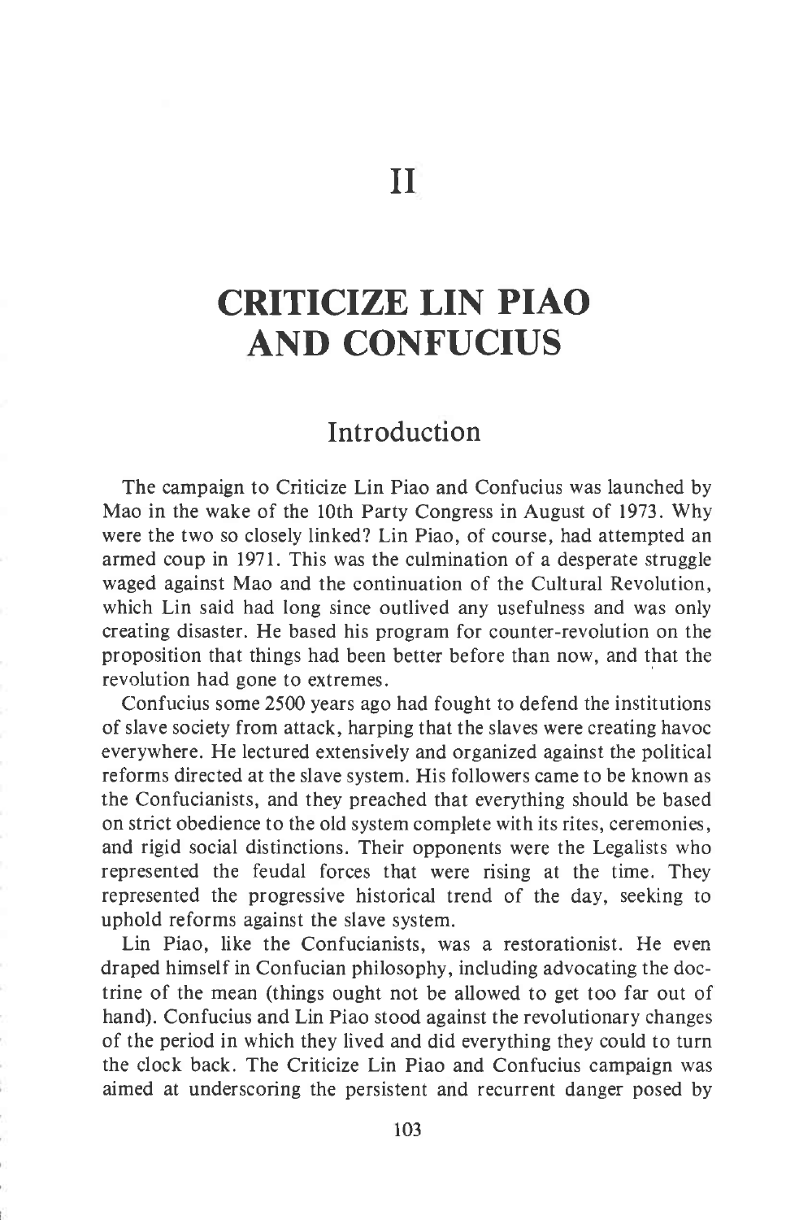# II

# CRITICIZE LIN PIAO AND CONFUCIUS

## Introduction

The campaign to Criticize Lin Piao and Confucius was launched by Mao in the wake of the 10th Party Congress in August of 1973. Why were the two so closely linked? Lin Piao, of course, had attempted an armed coup in 1971. This was the culmination of a desperate struggle waged against Mao and the continuation of the Cultural Revolution, which Lin said had long since outlived any usefulness and was only creating disaster. He based his program for counter-revolution on the proposition that things had been better before than now, and that the revolution had gone to extremes.

Confucius some 2500 years ago had fought to defend the institutions of slave society from attack, harping that the slaves were creating havoc everywhere. He lectured extensively and organized against the political reforms directed at the slave system. His followers came to be known as the Confucianists, and they preached that everything should be based on strict obedience to the old system complete with its rites, ceremonies, and rigid social distinctions. Their opponents were the Legalists who represented the feudal forces that were rising at the time. They represented the progressive historical trend of the day, seeking to uphold reforms against the slave system.

Lin Piao, like the Confucianists, was a restorationist. He even draped himself in Confucian philosophy, including advocating the doctrine of the mean (things ought not be allowed to get too far out of hand). Confucius and Lin Piao stood against the revolutionary changes of the period in which they lived and did everything they could to turn the clock back. The Criticize Lin Piao and Confucius campaign was aimed at underscoring the persistent and recurrent danger posed by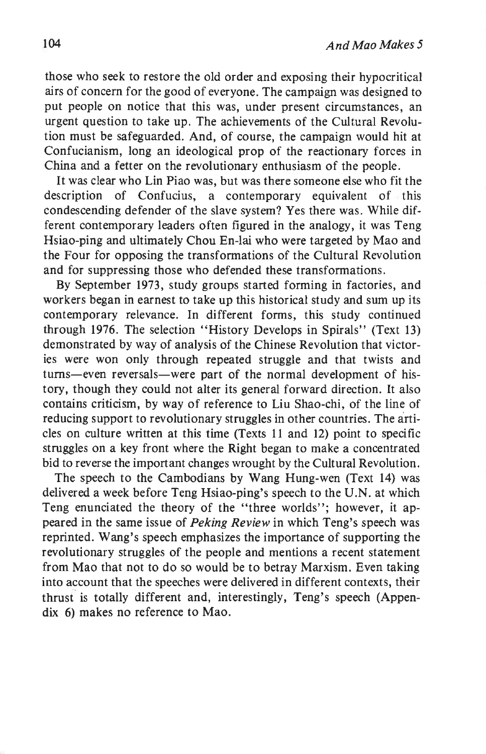those who seek to restore the old order and exposing their hypocritical airs of concern for the good of everyone. The campaign was designed to put people on notice that this was, under present circumstances, an urgent question to take up. The achievements of the Cultural Revolution must be safeguarded. And, of course, the campaign would hit at Confucianism, long an ideological prop of the reactionary forces in China and a fetter on the revolutionary enthusiasm of the people.

It was clear who Lin Piao was, but was there someone else who fit the description of Confucius, a contemporary equivalent of this condescending defender of the slave system? Yes there was. While different contemporary leaders often figured in the analogy, it was Teng Hsiao-ping and ultimately Chou En-lai who were targeted by Mao and the Four for opposing the transformations of the Cultural Revolution and for suppressing those who defended these transformations.

By September 1973, study groups started forming in factories, and workers began in earnest to take up this historical study and sum up its contemporary relevance. In different forms, this study continued through 1976. The selection "History Develops in Spirals" (Text 13) demonstrated by way of analysis of the Chinese Revolution that victories were won only through repeated struggle and that twists and turns—even reversals—were part of the normal development of history, though they could not alter its general forward direction. It also contains criticism, by way of reference to Liu Shao-chi, of the line of reducing support to revolutionary struggles in other countries. The articles on culture written at this time (Texts 11 and 12) point to specific struggles on a key front where the Right began to make a concentrated bid to reverse the important changes wrought by the Cultural Revolution.

The speech to the Cambodians by Wang Hung-wen (Text 14) was delivered a week before Teng Hsiao-ping's speech to the U.N. at which Teng enunciated the theory of the "three worlds"; however, it appeared in the same issue of *Peking Review* in which Teng's speech was reprinted. Wang's speech emphasizes the importance of supporting the revolutionary struggles of the people and mentions a recent statement from Mao that not to do so would be to betray Marxism. Even taking into account that the speeches were delivered in different contexts, their thrust is totally different and, interestingly, Teng's speech (Appendix 6) makes no reference to Mao.